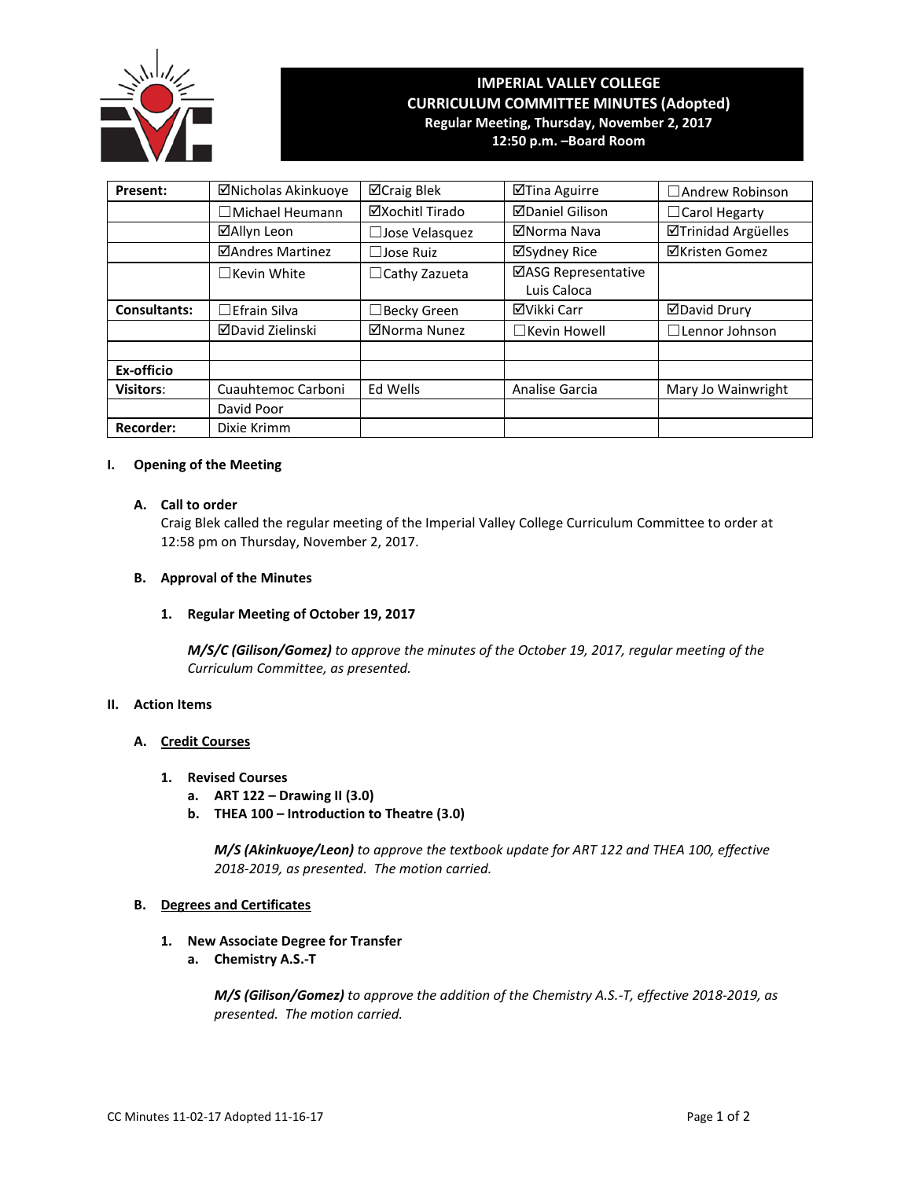# IMPERIAL VALLEY COLLEGE
## CURRICULUM COMMITTEE MINUTES (Adopted)
**Regular Meeting, Thursday, November 2, 2017**
**12:50 p.m. –Board Room**

| Present: | ☑Nicholas Akinkuoye | ☑Craig Blek | ☑Tina Aguirre | ☐Andrew Robinson |
|---|---|---|---|---|
| | ☐Michael Heumann | ☑Xochitl Tirado | ☑Daniel Gilison | ☐Carol Hegarty |
| | ☑Allyn Leon | ☐Jose Velasquez | ☑Norma Nava | ☑Trinidad Argüelles |
| | ☑Andres Martinez | ☐Jose Ruiz | ☑Sydney Rice | ☑Kristen Gomez |
| | ☐Kevin White | ☐Cathy Zazueta | ☑ASG Representative Luis Caloca | |
| Consultants: | ☐Efrain Silva | ☐Becky Green | ☑Vikki Carr | ☑David Drury |
| | ☑David Zielinski | ☑Norma Nunez | ☐Kevin Howell | ☐Lennor Johnson |
| | | | | |
| Ex-officio | | | | |
| Visitors: | Cuauhtemoc Carboni | Ed Wells | Analise Garcia | Mary Jo Wainwright |
| | David Poor | | | |
| Recorder: | Dixie Krimm | | | |

## I. Opening of the Meeting

### A. Call to order

Craig Blek called the regular meeting of the Imperial Valley College Curriculum Committee to order at 12:58 pm on Thursday, November 2, 2017.

### B. Approval of the Minutes

**1. Regular Meeting of October 19, 2017**

***M/S/C (Gilison/Gomez)*** *to approve the minutes of the October 19, 2017, regular meeting of the Curriculum Committee, as presented.*

## II. Action Items

### A. Credit Courses

**1. Revised Courses**

- **a. ART 122 – Drawing II (3.0)**
- **b. THEA 100 – Introduction to Theatre (3.0)**

***M/S (Akinkuoye/Leon)*** *to approve the textbook update for ART 122 and THEA 100, effective 2018-2019, as presented. The motion carried.*

### B. Degrees and Certificates

**1. New Associate Degree for Transfer**

- **a. Chemistry A.S.-T**

***M/S (Gilison/Gomez)*** *to approve the addition of the Chemistry A.S.-T, effective 2018-2019, as presented. The motion carried.*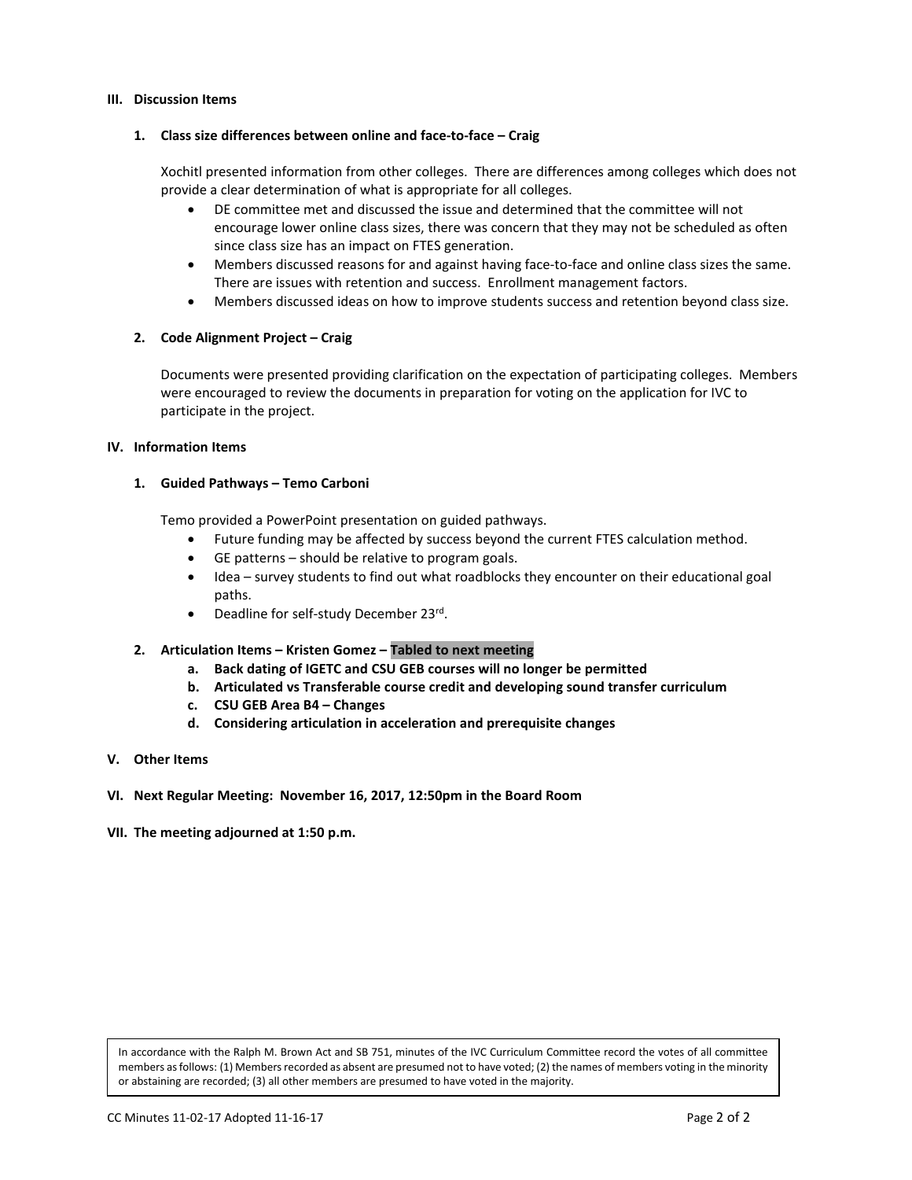## III. Discussion Items

### 1. Class size differences between online and face-to-face – Craig

Xochitl presented information from other colleges. There are differences among colleges which does not provide a clear determination of what is appropriate for all colleges.

- DE committee met and discussed the issue and determined that the committee will not encourage lower online class sizes, there was concern that they may not be scheduled as often since class size has an impact on FTES generation.
- Members discussed reasons for and against having face-to-face and online class sizes the same. There are issues with retention and success. Enrollment management factors.
- Members discussed ideas on how to improve students success and retention beyond class size.

### 2. Code Alignment Project – Craig

Documents were presented providing clarification on the expectation of participating colleges. Members were encouraged to review the documents in preparation for voting on the application for IVC to participate in the project.

## IV. Information Items

### 1. Guided Pathways – Temo Carboni

Temo provided a PowerPoint presentation on guided pathways.

- Future funding may be affected by success beyond the current FTES calculation method.
- GE patterns – should be relative to program goals.
- Idea – survey students to find out what roadblocks they encounter on their educational goal paths.
- Deadline for self-study December 23rd.

### 2. Articulation Items – Kristen Gomez – Tabled to next meeting

a. **Back dating of IGETC and CSU GEB courses will no longer be permitted**
b. **Articulated vs Transferable course credit and developing sound transfer curriculum**
c. **CSU GEB Area B4 – Changes**
d. **Considering articulation in acceleration and prerequisite changes**

## V. Other Items

## VI. Next Regular Meeting: November 16, 2017, 12:50pm in the Board Room

## VII. The meeting adjourned at 1:50 p.m.

In accordance with the Ralph M. Brown Act and SB 751, minutes of the IVC Curriculum Committee record the votes of all committee members as follows: (1) Members recorded as absent are presumed not to have voted; (2) the names of members voting in the minority or abstaining are recorded; (3) all other members are presumed to have voted in the majority.

CC Minutes 11-02-17 Adopted 11-16-17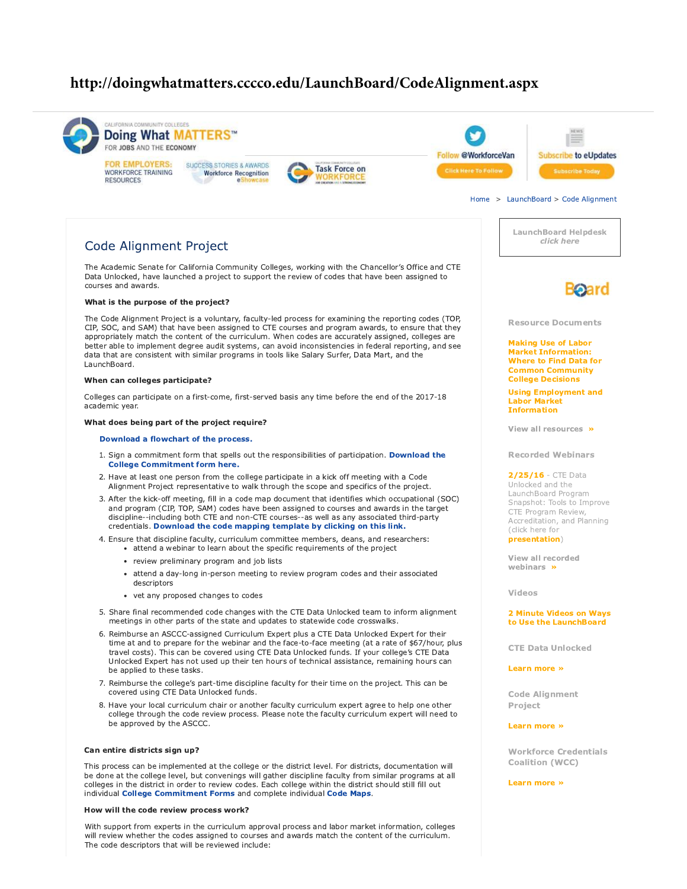http://doingwhatmatters.cccco.edu/LaunchBoard/CodeAlignment.aspx

CALIFORNIA COMMUNITY COLLEGES
Doing What MATTERS™ FOR JOBS AND THE ECONOMY

FOR EMPLOYERS: WORKFORCE TRAINING RESOURCES | SUCCESS STORIES & AWARDS Workforce Recognition eShowcase | Task Force on WORKFORCE

Follow @WorkforceVan — Click Here To Follow

Subscribe to eUpdates — Subscribe Today

Home > LaunchBoard > Code Alignment

# Code Alignment Project

The Academic Senate for California Community Colleges, working with the Chancellor's Office and CTE Data Unlocked, have launched a project to support the review of codes that have been assigned to courses and awards.

**What is the purpose of the project?**

The Code Alignment Project is a voluntary, faculty-led process for examining the reporting codes (TOP, CIP, SOC, and SAM) that have been assigned to CTE courses and program awards, to ensure that they appropriately match the content of the curriculum. When codes are accurately assigned, colleges are better able to implement degree audit systems, can avoid inconsistencies in federal reporting, and see data that are consistent with similar programs in tools like Salary Surfer, Data Mart, and the LaunchBoard.

**When can colleges participate?**

Colleges can participate on a first-come, first-served basis any time before the end of the 2017-18 academic year.

**What does being part of the project require?**

**Download a flowchart of the process.**

1. Sign a commitment form that spells out the responsibilities of participation. **Download the College Commitment form here.**
2. Have at least one person from the college participate in a kick off meeting with a Code Alignment Project representative to walk through the scope and specifics of the project.
3. After the kick-off meeting, fill in a code map document that identifies which occupational (SOC) and program (CIP, TOP, SAM) codes have been assigned to courses and awards in the target discipline--including both CTE and non-CTE courses--as well as any associated third-party credentials. **Download the code mapping template by clicking on this link.**
4. Ensure that discipline faculty, curriculum committee members, deans, and researchers:
   - attend a webinar to learn about the specific requirements of the project
   - review preliminary program and job lists
   - attend a day-long in-person meeting to review program codes and their associated descriptors
   - vet any proposed changes to codes
5. Share final recommended code changes with the CTE Data Unlocked team to inform alignment meetings in other parts of the state and updates to statewide code crosswalks.
6. Reimburse an ASCCC-assigned Curriculum Expert plus a CTE Data Unlocked Expert for their time at and to prepare for the webinar and the face-to-face meeting (at a rate of $67/hour, plus travel costs). This can be covered using CTE Data Unlocked funds. If your college's CTE Data Unlocked Expert has not used up their ten hours of technical assistance, remaining hours can be applied to these tasks.
7. Reimburse the college's part-time discipline faculty for their time on the project. This can be covered using CTE Data Unlocked funds.
8. Have your local curriculum chair or another faculty curriculum expert agree to help one other college through the code review process. Please note the faculty curriculum expert will need to be approved by the ASCCC.

**Can entire districts sign up?**

This process can be implemented at the college or the district level. For districts, documentation will be done at the college level, but convenings will gather discipline faculty from similar programs at all colleges in the district in order to review codes. Each college within the district should still fill out individual **College Commitment Forms** and complete individual **Code Maps**.

**How will the code review process work?**

With support from experts in the curriculum approval process and labor market information, colleges will review whether the codes assigned to courses and awards match the content of the curriculum. The code descriptors that will be reviewed include:

LaunchBoard Helpdesk
*click here*

Board

**Resource Documents**

**Making Use of Labor Market Information: Where to Find Data for Common Community College Decisions**

**Using Employment and Labor Market Information**

View all resources »

**Recorded Webinars**

**2/25/16** - CTE Data Unlocked and the LaunchBoard Program Snapshot: Tools to Improve CTE Program Review, Accreditation, and Planning (click here for **presentation**)

View all recorded webinars »

**Videos**

**2 Minute Videos on Ways to Use the LaunchBoard**

**CTE Data Unlocked**

Learn more »

**Code Alignment Project**

Learn more »

**Workforce Credentials Coalition (WCC)**

Learn more »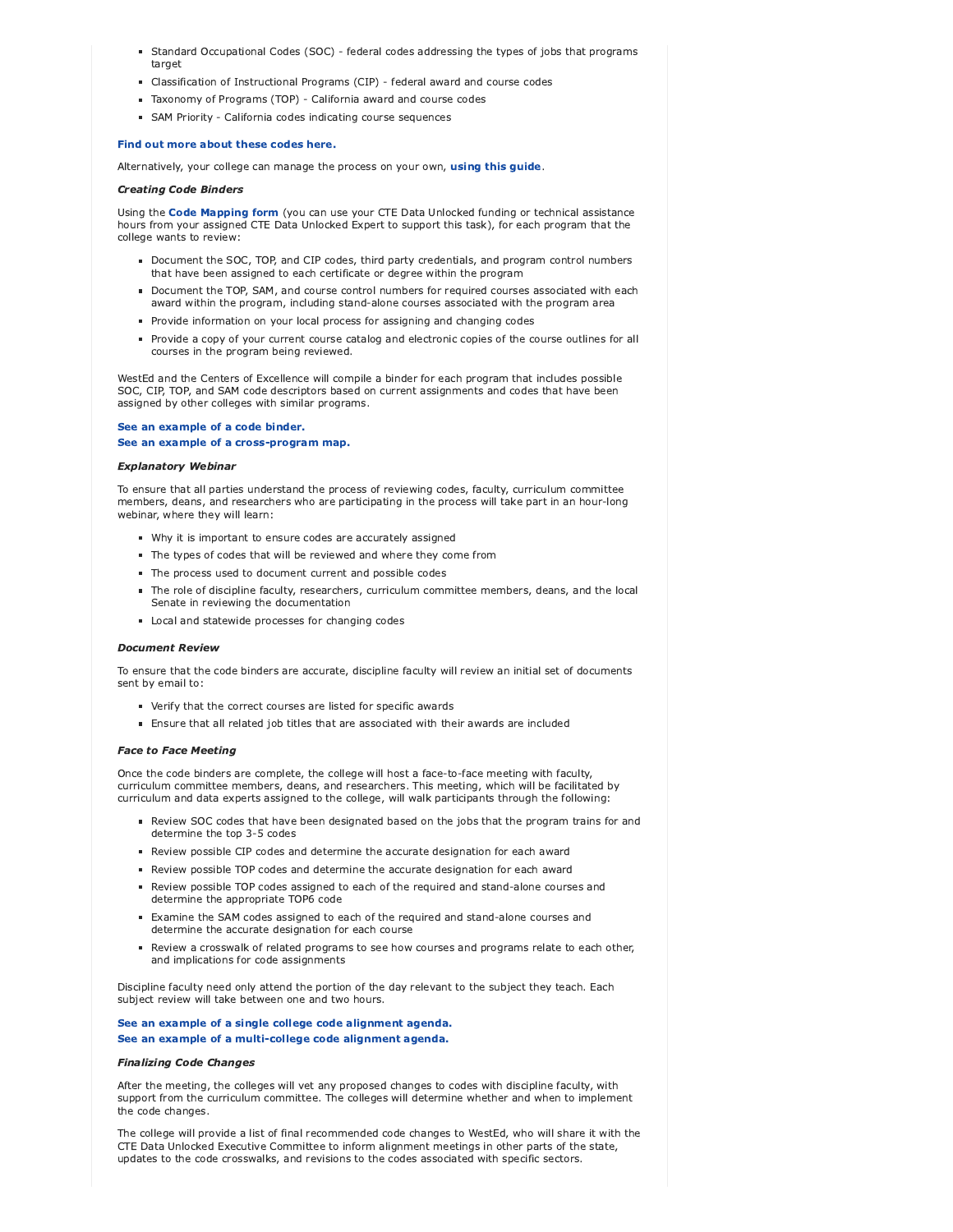- Standard Occupational Codes (SOC) - federal codes addressing the types of jobs that programs target
- Classification of Instructional Programs (CIP) - federal award and course codes
- Taxonomy of Programs (TOP) - California award and course codes
- SAM Priority - California codes indicating course sequences

**Find out more about these codes here.**

Alternatively, your college can manage the process on your own, **using this guide**.

***Creating Code Binders***

Using the **Code Mapping form** (you can use your CTE Data Unlocked funding or technical assistance hours from your assigned CTE Data Unlocked Expert to support this task), for each program that the college wants to review:

- Document the SOC, TOP, and CIP codes, third party credentials, and program control numbers that have been assigned to each certificate or degree within the program
- Document the TOP, SAM, and course control numbers for required courses associated with each award within the program, including stand-alone courses associated with the program area
- Provide information on your local process for assigning and changing codes
- Provide a copy of your current course catalog and electronic copies of the course outlines for all courses in the program being reviewed.

WestEd and the Centers of Excellence will compile a binder for each program that includes possible SOC, CIP, TOP, and SAM code descriptors based on current assignments and codes that have been assigned by other colleges with similar programs.

**See an example of a code binder.**
**See an example of a cross-program map.**

***Explanatory Webinar***

To ensure that all parties understand the process of reviewing codes, faculty, curriculum committee members, deans, and researchers who are participating in the process will take part in an hour-long webinar, where they will learn:

- Why it is important to ensure codes are accurately assigned
- The types of codes that will be reviewed and where they come from
- The process used to document current and possible codes
- The role of discipline faculty, researchers, curriculum committee members, deans, and the local Senate in reviewing the documentation
- Local and statewide processes for changing codes

***Document Review***

To ensure that the code binders are accurate, discipline faculty will review an initial set of documents sent by email to:

- Verify that the correct courses are listed for specific awards
- Ensure that all related job titles that are associated with their awards are included

***Face to Face Meeting***

Once the code binders are complete, the college will host a face-to-face meeting with faculty, curriculum committee members, deans, and researchers. This meeting, which will be facilitated by curriculum and data experts assigned to the college, will walk participants through the following:

- Review SOC codes that have been designated based on the jobs that the program trains for and determine the top 3-5 codes
- Review possible CIP codes and determine the accurate designation for each award
- Review possible TOP codes and determine the accurate designation for each award
- Review possible TOP codes assigned to each of the required and stand-alone courses and determine the appropriate TOP6 code
- Examine the SAM codes assigned to each of the required and stand-alone courses and determine the accurate designation for each course
- Review a crosswalk of related programs to see how courses and programs relate to each other, and implications for code assignments

Discipline faculty need only attend the portion of the day relevant to the subject they teach. Each subject review will take between one and two hours.

**See an example of a single college code alignment agenda.**
**See an example of a multi-college code alignment agenda.**

***Finalizing Code Changes***

After the meeting, the colleges will vet any proposed changes to codes with discipline faculty, with support from the curriculum committee. The colleges will determine whether and when to implement the code changes.

The college will provide a list of final recommended code changes to WestEd, who will share it with the CTE Data Unlocked Executive Committee to inform alignment meetings in other parts of the state, updates to the code crosswalks, and revisions to the codes associated with specific sectors.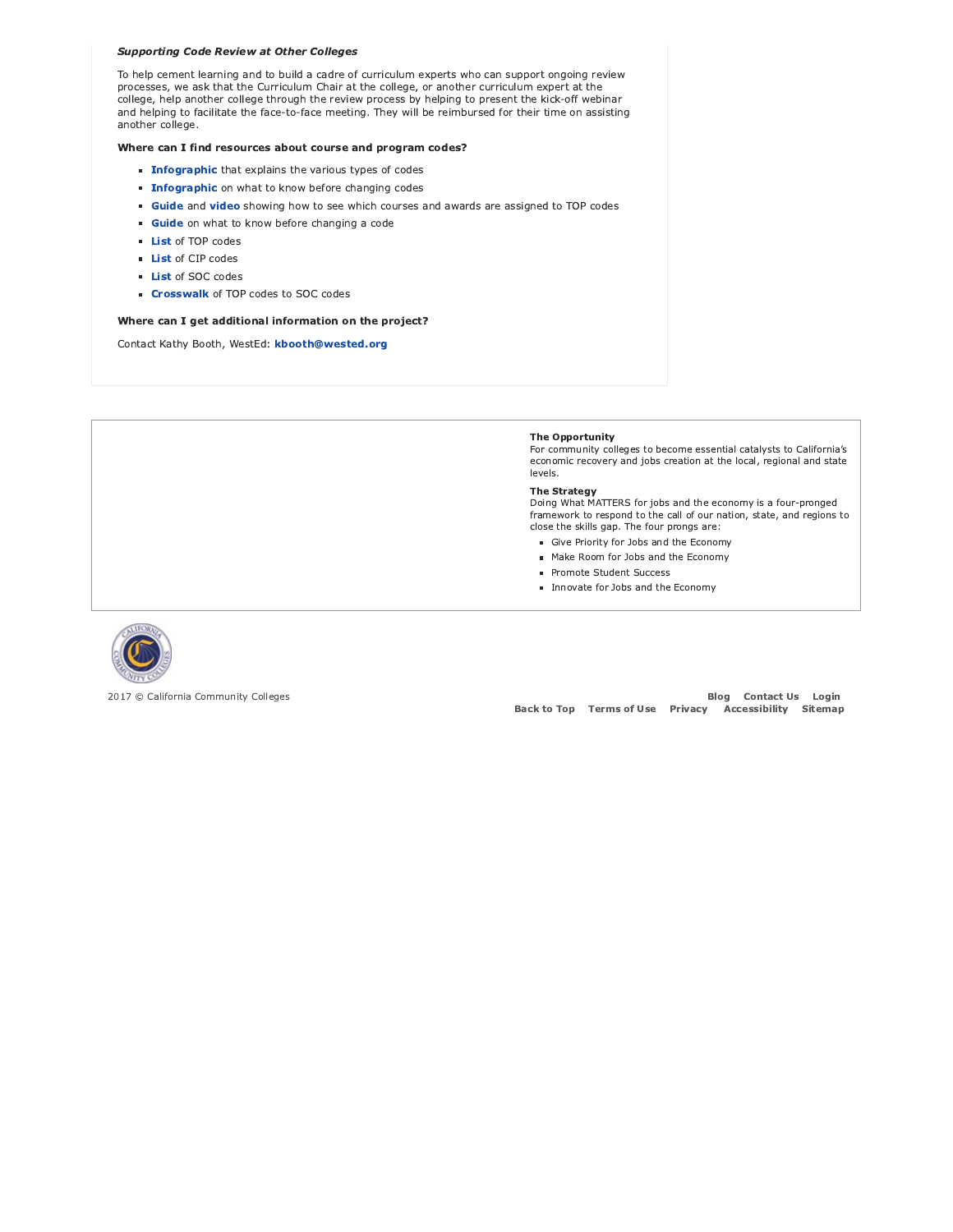***Supporting Code Review at Other Colleges***

To help cement learning and to build a cadre of curriculum experts who can support ongoing review processes, we ask that the Curriculum Chair at the college, or another curriculum expert at the college, help another college through the review process by helping to present the kick-off webinar and helping to facilitate the face-to-face meeting. They will be reimbursed for their time on assisting another college.

**Where can I find resources about course and program codes?**

- **Infographic** that explains the various types of codes
- **Infographic** on what to know before changing codes
- **Guide** and **video** showing how to see which courses and awards are assigned to TOP codes
- **Guide** on what to know before changing a code
- **List** of TOP codes
- **List** of CIP codes
- **List** of SOC codes
- **Crosswalk** of TOP codes to SOC codes

**Where can I get additional information on the project?**

Contact Kathy Booth, WestEd: **kbooth@wested.org**

**The Opportunity**
For community colleges to become essential catalysts to California's economic recovery and jobs creation at the local, regional and state levels.

**The Strategy**
Doing What MATTERS for jobs and the economy is a four-pronged framework to respond to the call of our nation, state, and regions to close the skills gap. The four prongs are:

- Give Priority for Jobs and the Economy
- Make Room for Jobs and the Economy
- Promote Student Success
- Innovate for Jobs and the Economy

2017 © California Community Colleges

**Blog** **Contact Us** **Login**
**Back to Top** **Terms of Use** **Privacy** **Accessibility** **Sitemap**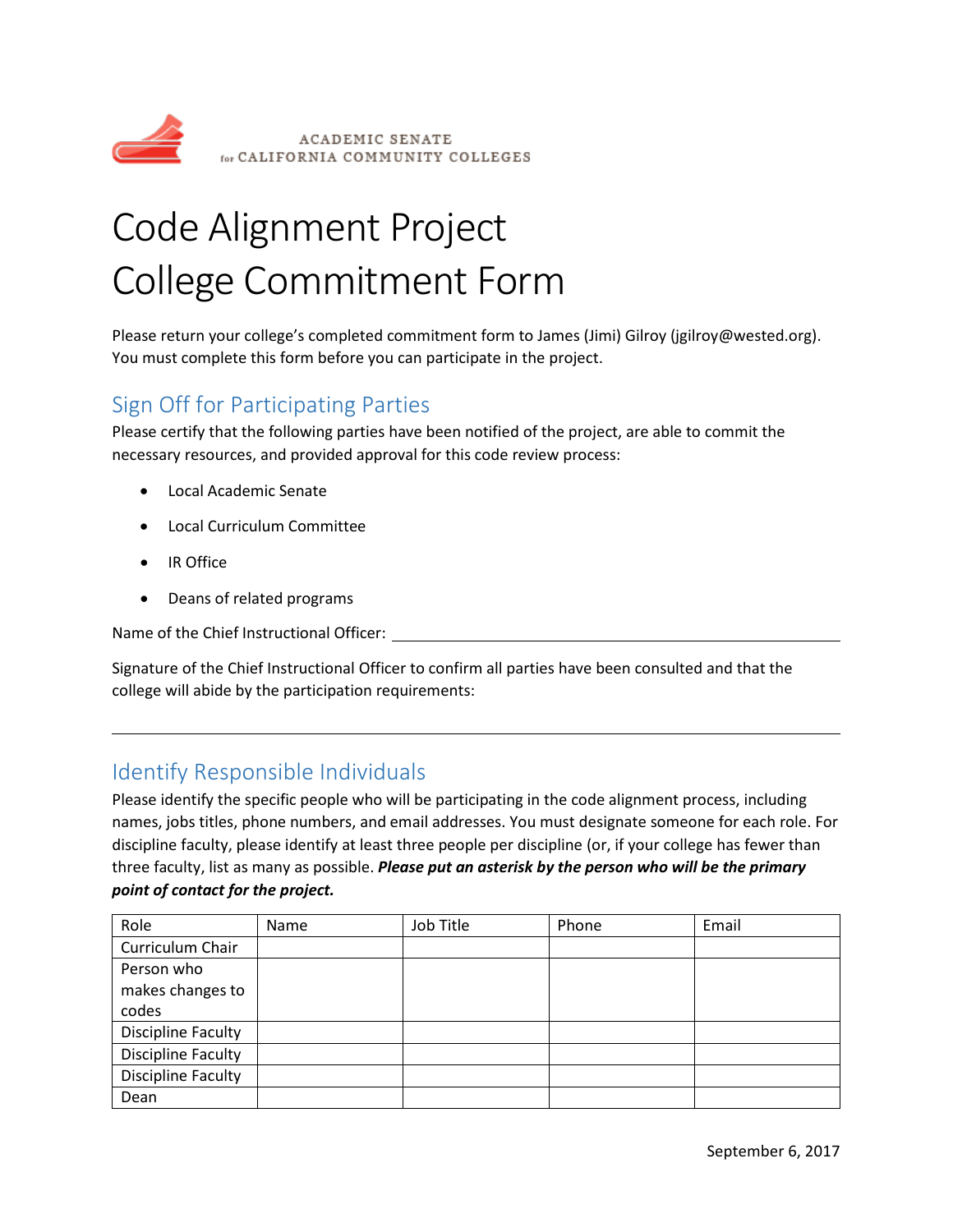ACADEMIC SENATE
for CALIFORNIA COMMUNITY COLLEGES

# Code Alignment Project
# College Commitment Form

Please return your college's completed commitment form to James (Jimi) Gilroy (jgilroy@wested.org). You must complete this form before you can participate in the project.

## Sign Off for Participating Parties

Please certify that the following parties have been notified of the project, are able to commit the necessary resources, and provided approval for this code review process:

- Local Academic Senate
- Local Curriculum Committee
- IR Office
- Deans of related programs

Name of the Chief Instructional Officer: ______________________________________________

Signature of the Chief Instructional Officer to confirm all parties have been consulted and that the college will abide by the participation requirements:

______________________________________________________________________________

## Identify Responsible Individuals

Please identify the specific people who will be participating in the code alignment process, including names, jobs titles, phone numbers, and email addresses. You must designate someone for each role. For discipline faculty, please identify at least three people per discipline (or, if your college has fewer than three faculty, list as many as possible. ***Please put an asterisk by the person who will be the primary point of contact for the project.***

| Role | Name | Job Title | Phone | Email |
|---|---|---|---|---|
| Curriculum Chair | | | | |
| Person who makes changes to codes | | | | |
| Discipline Faculty | | | | |
| Discipline Faculty | | | | |
| Discipline Faculty | | | | |
| Dean | | | | |

September 6, 2017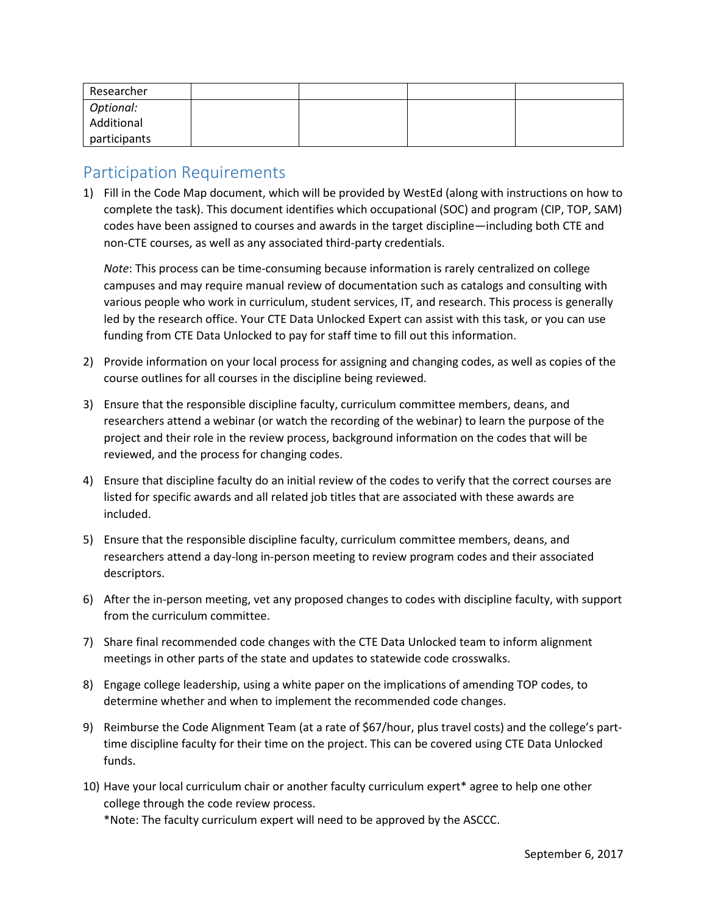| | | | | |
|---|---|---|---|---|
| Researcher | | | | |
| *Optional:* Additional participants | | | | |

## Participation Requirements

1) Fill in the Code Map document, which will be provided by WestEd (along with instructions on how to complete the task). This document identifies which occupational (SOC) and program (CIP, TOP, SAM) codes have been assigned to courses and awards in the target discipline—including both CTE and non-CTE courses, as well as any associated third-party credentials.

   *Note*: This process can be time-consuming because information is rarely centralized on college campuses and may require manual review of documentation such as catalogs and consulting with various people who work in curriculum, student services, IT, and research. This process is generally led by the research office. Your CTE Data Unlocked Expert can assist with this task, or you can use funding from CTE Data Unlocked to pay for staff time to fill out this information.

2) Provide information on your local process for assigning and changing codes, as well as copies of the course outlines for all courses in the discipline being reviewed.

3) Ensure that the responsible discipline faculty, curriculum committee members, deans, and researchers attend a webinar (or watch the recording of the webinar) to learn the purpose of the project and their role in the review process, background information on the codes that will be reviewed, and the process for changing codes.

4) Ensure that discipline faculty do an initial review of the codes to verify that the correct courses are listed for specific awards and all related job titles that are associated with these awards are included.

5) Ensure that the responsible discipline faculty, curriculum committee members, deans, and researchers attend a day-long in-person meeting to review program codes and their associated descriptors.

6) After the in-person meeting, vet any proposed changes to codes with discipline faculty, with support from the curriculum committee.

7) Share final recommended code changes with the CTE Data Unlocked team to inform alignment meetings in other parts of the state and updates to statewide code crosswalks.

8) Engage college leadership, using a white paper on the implications of amending TOP codes, to determine whether and when to implement the recommended code changes.

9) Reimburse the Code Alignment Team (at a rate of $67/hour, plus travel costs) and the college's part-time discipline faculty for their time on the project. This can be covered using CTE Data Unlocked funds.

10) Have your local curriculum chair or another faculty curriculum expert* agree to help one other college through the code review process.
    *Note: The faculty curriculum expert will need to be approved by the ASCCC.

September 6, 2017